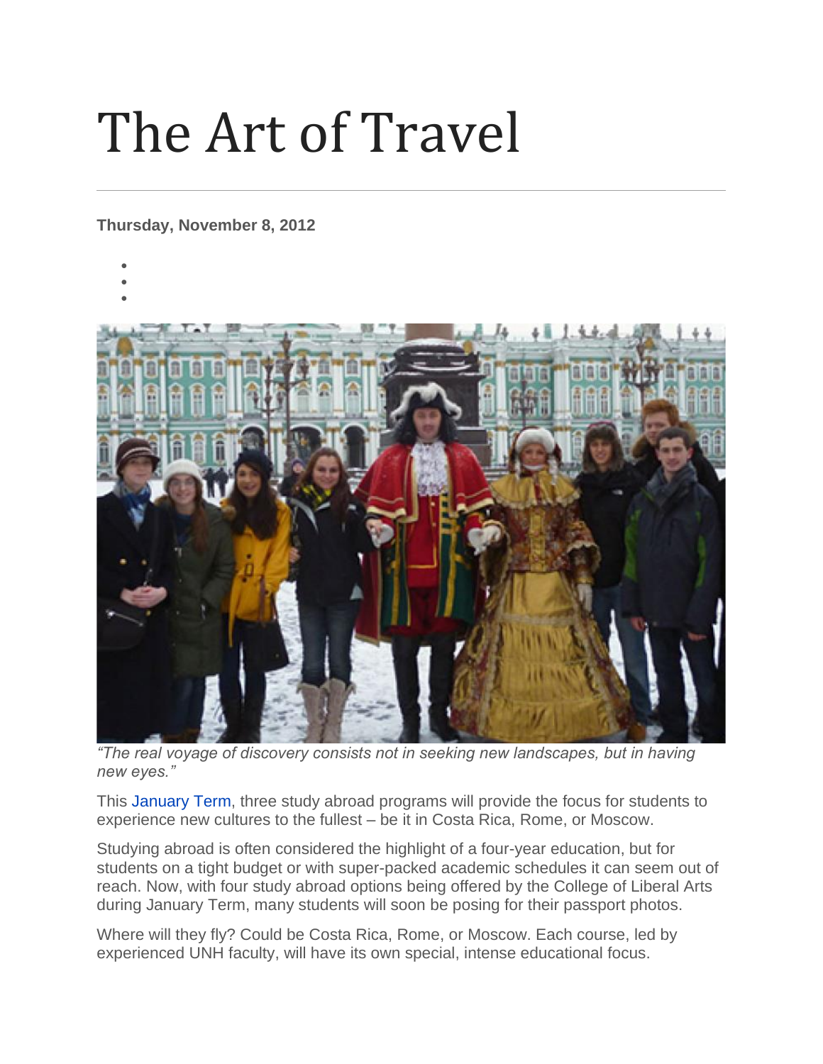# The Art of Travel

**Thursday, November 8, 2012**

*"The real voyage of discovery consists not in seeking new landscapes, but in having new eyes."*

This January Term, three study abroad programs will provide the focus for students to experience new cultures to the fullest – be it in Costa Rica, Rome, or Moscow.

Studying abroad is often considered the highlight of a four-year education, but for students on a tight budget or with super-packed academic schedules it can seem out of reach. Now, with four study abroad options being offered by the College of Liberal Arts during January Term, many students will soon be posing for their passport photos.

Where will they fly? Could be Costa Rica, Rome, or Moscow. Each course, led by experienced UNH faculty, will have its own special, intense educational focus.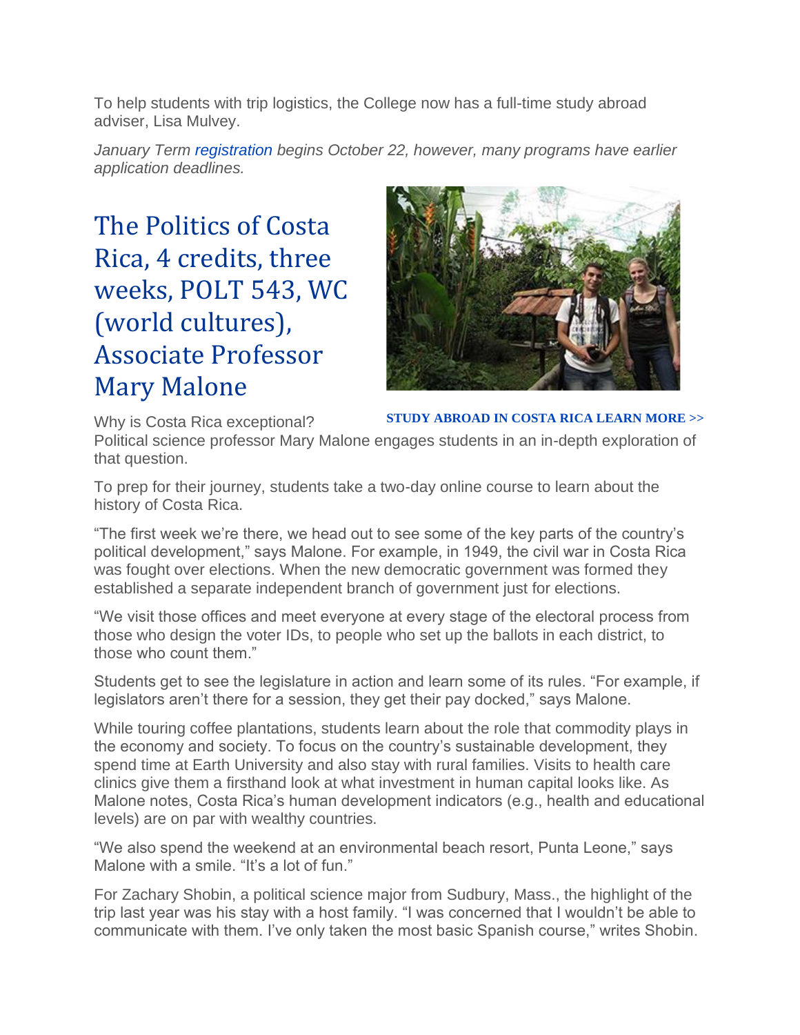To help students with trip logistics, the College now has a full-time study abroad adviser, Lisa Mulvey.

*January Term registration begins October 22, however, many programs have earlier application deadlines.*

## The Politics of Costa Rica, 4 credits, three weeks, POLT 543, WC (world cultures), Associate Professor Mary Malone

**STUDY ABROAD IN COSTA RICA LEARN MORE >>**

Why is Costa Rica exceptional?
Political science professor Mary Malone engages students in an in-depth exploration of that question.

To prep for their journey, students take a two-day online course to learn about the history of Costa Rica.

"The first week we're there, we head out to see some of the key parts of the country's political development," says Malone. For example, in 1949, the civil war in Costa Rica was fought over elections. When the new democratic government was formed they established a separate independent branch of government just for elections.

"We visit those offices and meet everyone at every stage of the electoral process from those who design the voter IDs, to people who set up the ballots in each district, to those who count them."

Students get to see the legislature in action and learn some of its rules. "For example, if legislators aren't there for a session, they get their pay docked," says Malone.

While touring coffee plantations, students learn about the role that commodity plays in the economy and society. To focus on the country's sustainable development, they spend time at Earth University and also stay with rural families. Visits to health care clinics give them a firsthand look at what investment in human capital looks like. As Malone notes, Costa Rica's human development indicators (e.g., health and educational levels) are on par with wealthy countries.

"We also spend the weekend at an environmental beach resort, Punta Leone," says Malone with a smile. "It's a lot of fun."

For Zachary Shobin, a political science major from Sudbury, Mass., the highlight of the trip last year was his stay with a host family. "I was concerned that I wouldn't be able to communicate with them. I've only taken the most basic Spanish course," writes Shobin.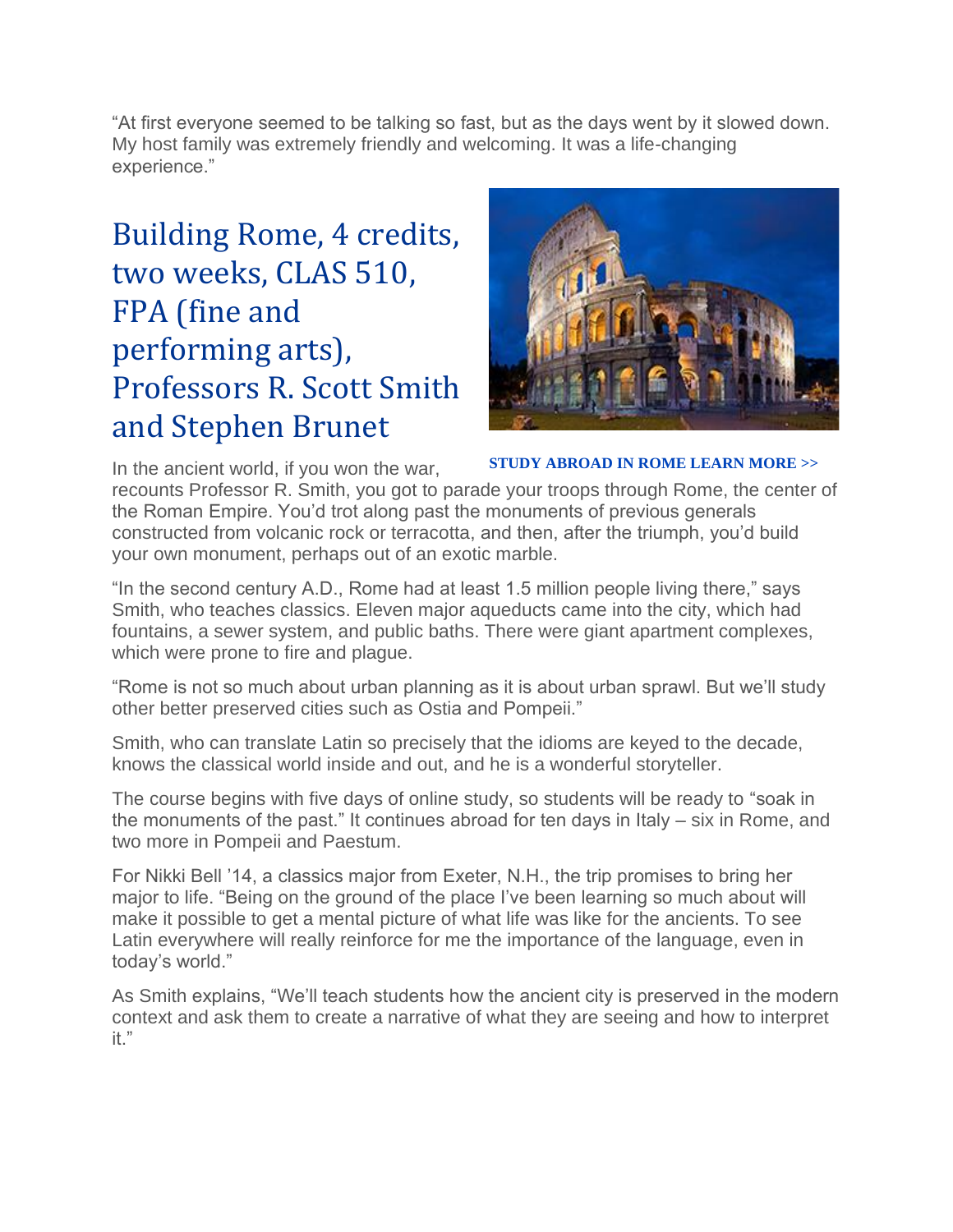"At first everyone seemed to be talking so fast, but as the days went by it slowed down. My host family was extremely friendly and welcoming. It was a life-changing experience."

## Building Rome, 4 credits, two weeks, CLAS 510, FPA (fine and performing arts), Professors R. Scott Smith and Stephen Brunet

**STUDY ABROAD IN ROME LEARN MORE >>**

In the ancient world, if you won the war, recounts Professor R. Smith, you got to parade your troops through Rome, the center of the Roman Empire. You'd trot along past the monuments of previous generals constructed from volcanic rock or terracotta, and then, after the triumph, you'd build your own monument, perhaps out of an exotic marble.

"In the second century A.D., Rome had at least 1.5 million people living there," says Smith, who teaches classics. Eleven major aqueducts came into the city, which had fountains, a sewer system, and public baths. There were giant apartment complexes, which were prone to fire and plague.

"Rome is not so much about urban planning as it is about urban sprawl. But we'll study other better preserved cities such as Ostia and Pompeii."

Smith, who can translate Latin so precisely that the idioms are keyed to the decade, knows the classical world inside and out, and he is a wonderful storyteller.

The course begins with five days of online study, so students will be ready to "soak in the monuments of the past." It continues abroad for ten days in Italy – six in Rome, and two more in Pompeii and Paestum.

For Nikki Bell '14, a classics major from Exeter, N.H., the trip promises to bring her major to life. "Being on the ground of the place I've been learning so much about will make it possible to get a mental picture of what life was like for the ancients. To see Latin everywhere will really reinforce for me the importance of the language, even in today's world."

As Smith explains, "We'll teach students how the ancient city is preserved in the modern context and ask them to create a narrative of what they are seeing and how to interpret it."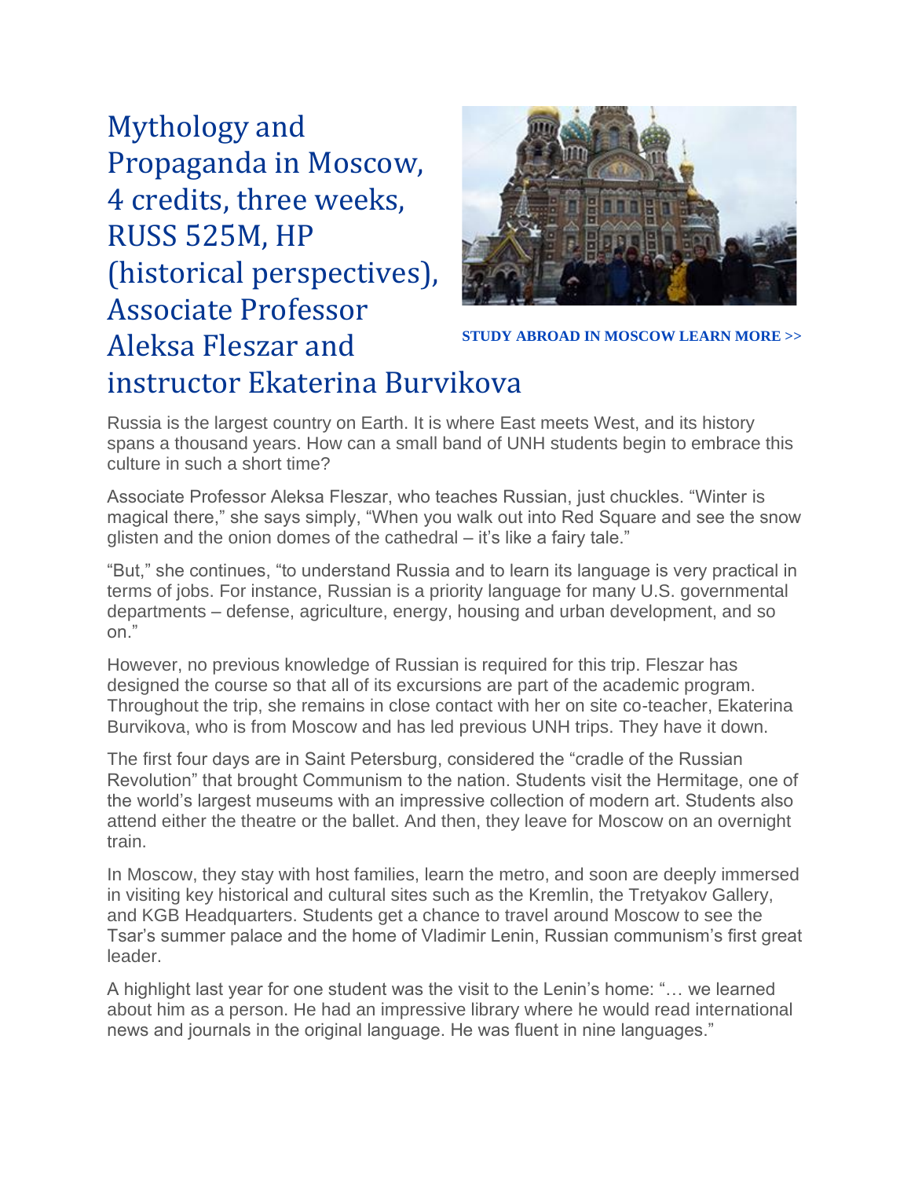## Mythology and Propaganda in Moscow, 4 credits, three weeks, RUSS 525M, HP (historical perspectives), Associate Professor Aleksa Fleszar and instructor Ekaterina Burvikova

**STUDY ABROAD IN MOSCOW LEARN MORE >>**

Russia is the largest country on Earth. It is where East meets West, and its history spans a thousand years. How can a small band of UNH students begin to embrace this culture in such a short time?

Associate Professor Aleksa Fleszar, who teaches Russian, just chuckles. "Winter is magical there," she says simply, "When you walk out into Red Square and see the snow glisten and the onion domes of the cathedral – it's like a fairy tale."

"But," she continues, "to understand Russia and to learn its language is very practical in terms of jobs. For instance, Russian is a priority language for many U.S. governmental departments – defense, agriculture, energy, housing and urban development, and so on."

However, no previous knowledge of Russian is required for this trip. Fleszar has designed the course so that all of its excursions are part of the academic program. Throughout the trip, she remains in close contact with her on site co-teacher, Ekaterina Burvikova, who is from Moscow and has led previous UNH trips. They have it down.

The first four days are in Saint Petersburg, considered the "cradle of the Russian Revolution" that brought Communism to the nation. Students visit the Hermitage, one of the world's largest museums with an impressive collection of modern art. Students also attend either the theatre or the ballet. And then, they leave for Moscow on an overnight train.

In Moscow, they stay with host families, learn the metro, and soon are deeply immersed in visiting key historical and cultural sites such as the Kremlin, the Tretyakov Gallery, and KGB Headquarters. Students get a chance to travel around Moscow to see the Tsar's summer palace and the home of Vladimir Lenin, Russian communism's first great leader.

A highlight last year for one student was the visit to the Lenin's home: "… we learned about him as a person. He had an impressive library where he would read international news and journals in the original language. He was fluent in nine languages."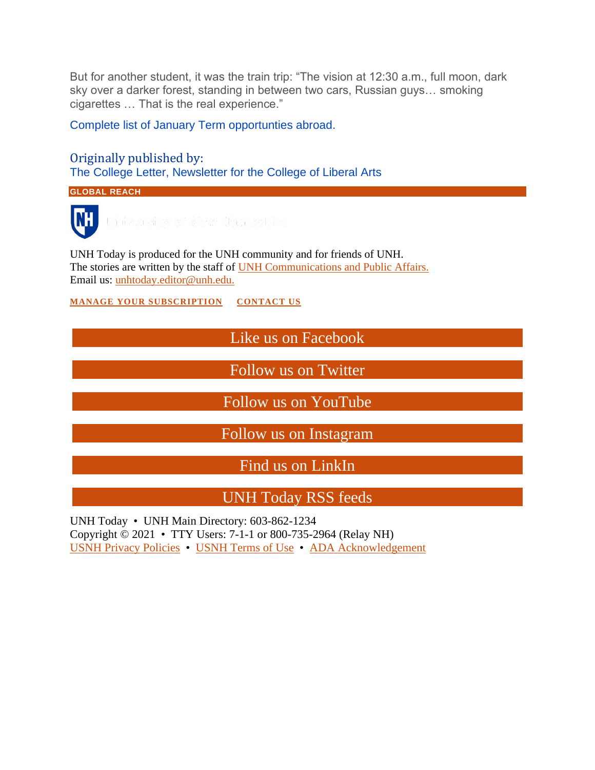But for another student, it was the train trip: "The vision at 12:30 a.m., full moon, dark sky over a darker forest, standing in between two cars, Russian guys… smoking cigarettes … That is the real experience."

Complete list of January Term opportunties abroad.

## Originally published by:

The College Letter, Newsletter for the College of Liberal Arts

**GLOBAL REACH**

UNH Today is produced for the UNH community and for friends of UNH.
The stories are written by the staff of UNH Communications and Public Affairs.
Email us: unhtoday.editor@unh.edu.

**MANAGE YOUR SUBSCRIPTION** **CONTACT US**

Like us on Facebook

Follow us on Twitter

Follow us on YouTube

Follow us on Instagram

Find us on LinkIn

UNH Today RSS feeds

UNH Today • UNH Main Directory: 603-862-1234
Copyright © 2021 • TTY Users: 7-1-1 or 800-735-2964 (Relay NH)
USNH Privacy Policies • USNH Terms of Use • ADA Acknowledgement